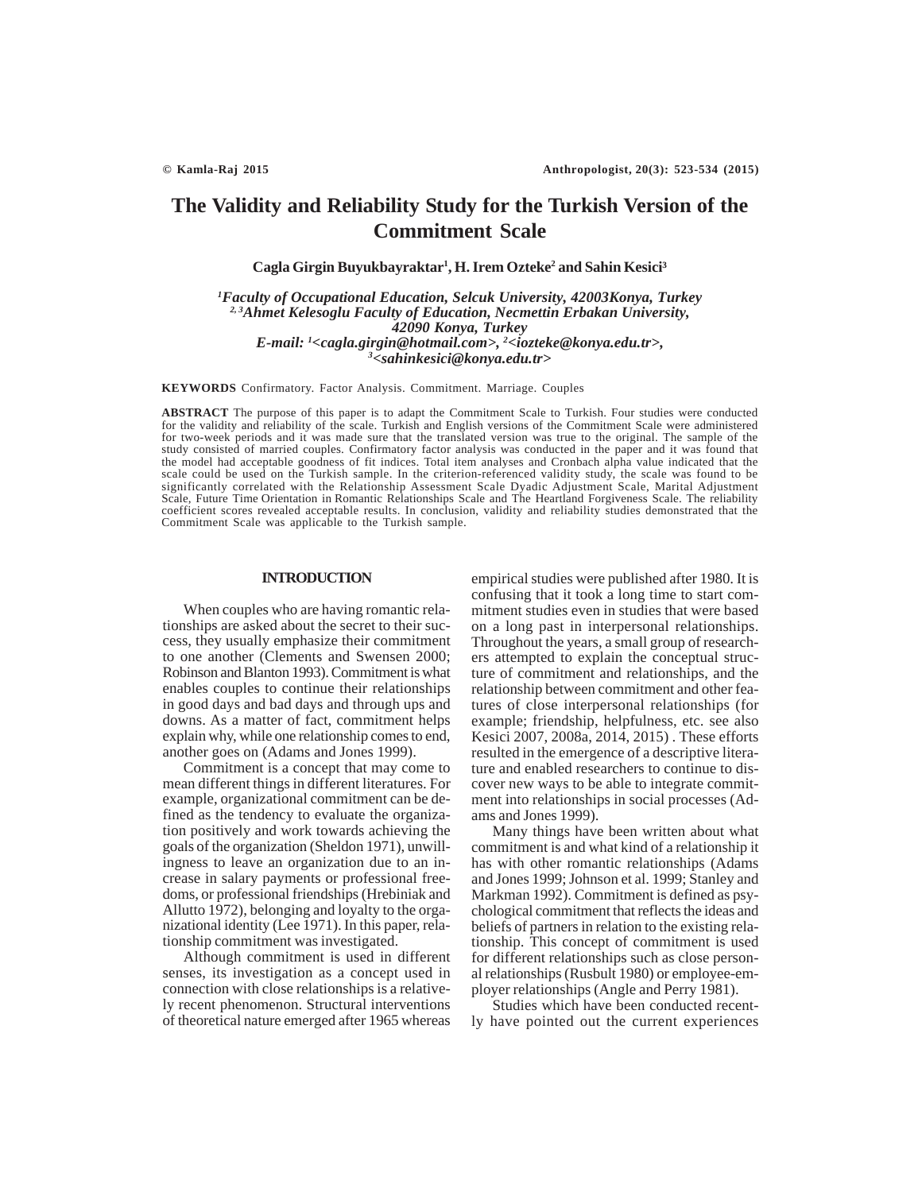# The Validity and Reliability Study for the Turkish Version of the Commitment Scale

**Cagla Girgin Buyukbayraktar[1], H. Irem Ozteke[2] and Sahin Kesici[3]**

*[1]Faculty of Occupational Education, Selcuk University, 42003Konya, Turkey*
*[2, 3]Ahmet Kelesoglu Faculty of Education, Necmettin Erbakan University, 42090 Konya, Turkey*
*E-mail: [1]<cagla.girgin@hotmail.com>, [2]<iozteke@konya.edu.tr>, [3]<sahinkesici@konya.edu.tr>*

**KEYWORDS** Confirmatory. Factor Analysis. Commitment. Marriage. Couples

**ABSTRACT** The purpose of this paper is to adapt the Commitment Scale to Turkish. Four studies were conducted for the validity and reliability of the scale. Turkish and English versions of the Commitment Scale were administered for two-week periods and it was made sure that the translated version was true to the original. The sample of the study consisted of married couples. Confirmatory factor analysis was conducted in the paper and it was found that the model had acceptable goodness of fit indices. Total item analyses and Cronbach alpha value indicated that the scale could be used on the Turkish sample. In the criterion-referenced validity study, the scale was found to be significantly correlated with the Relationship Assessment Scale Dyadic Adjustment Scale, Marital Adjustment Scale, Future Time Orientation in Romantic Relationships Scale and The Heartland Forgiveness Scale. The reliability coefficient scores revealed acceptable results. In conclusion, validity and reliability studies demonstrated that the Commitment Scale was applicable to the Turkish sample.

## INTRODUCTION

When couples who are having romantic relationships are asked about the secret to their success, they usually emphasize their commitment to one another (Clements and Swensen 2000; Robinson and Blanton 1993). Commitment is what enables couples to continue their relationships in good days and bad days and through ups and downs. As a matter of fact, commitment helps explain why, while one relationship comes to end, another goes on (Adams and Jones 1999).

Commitment is a concept that may come to mean different things in different literatures. For example, organizational commitment can be defined as the tendency to evaluate the organization positively and work towards achieving the goals of the organization (Sheldon 1971), unwillingness to leave an organization due to an increase in salary payments or professional freedoms, or professional friendships (Hrebiniak and Allutto 1972), belonging and loyalty to the organizational identity (Lee 1971). In this paper, relationship commitment was investigated.

Although commitment is used in different senses, its investigation as a concept used in connection with close relationships is a relatively recent phenomenon. Structural interventions of theoretical nature emerged after 1965 whereas empirical studies were published after 1980. It is confusing that it took a long time to start commitment studies even in studies that were based on a long past in interpersonal relationships. Throughout the years, a small group of researchers attempted to explain the conceptual structure of commitment and relationships, and the relationship between commitment and other features of close interpersonal relationships (for example; friendship, helpfulness, etc. see also Kesici 2007, 2008a, 2014, 2015) . These efforts resulted in the emergence of a descriptive literature and enabled researchers to continue to discover new ways to be able to integrate commitment into relationships in social processes (Adams and Jones 1999).

Many things have been written about what commitment is and what kind of a relationship it has with other romantic relationships (Adams and Jones 1999; Johnson et al. 1999; Stanley and Markman 1992). Commitment is defined as psychological commitment that reflects the ideas and beliefs of partners in relation to the existing relationship. This concept of commitment is used for different relationships such as close personal relationships (Rusbult 1980) or employee-employer relationships (Angle and Perry 1981).

Studies which have been conducted recently have pointed out the current experiences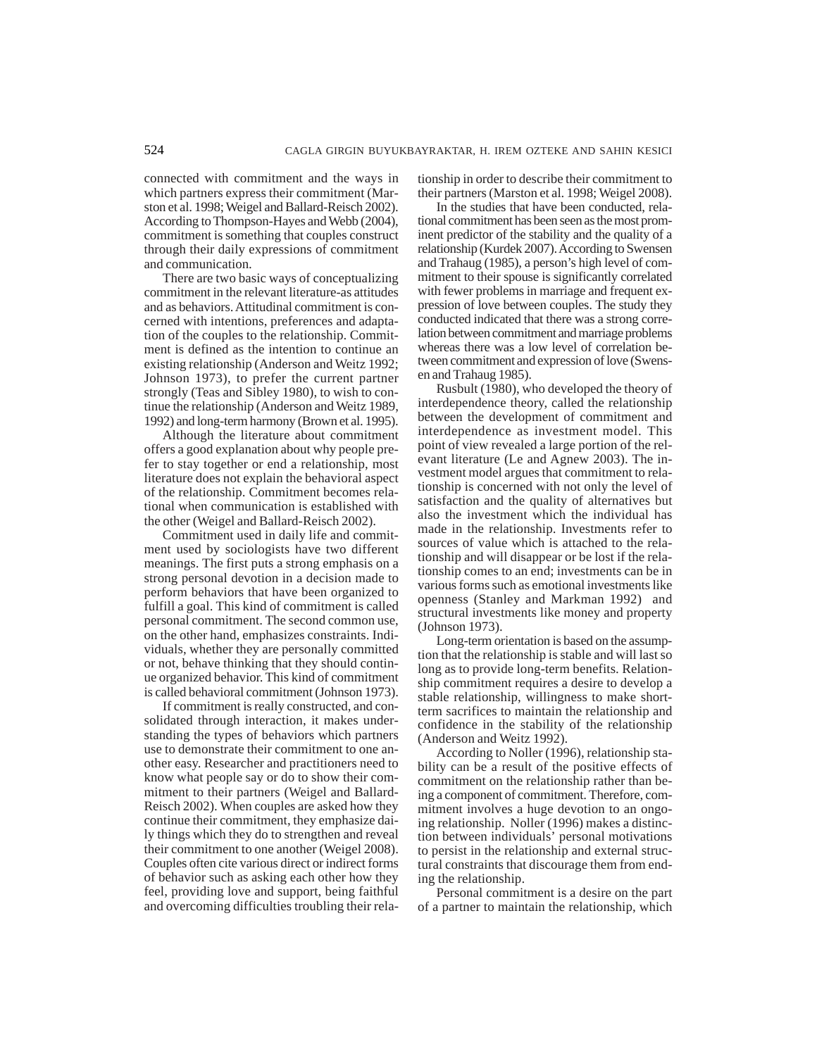connected with commitment and the ways in which partners express their commitment (Marston et al. 1998; Weigel and Ballard-Reisch 2002). According to Thompson-Hayes and Webb (2004), commitment is something that couples construct through their daily expressions of commitment and communication.

There are two basic ways of conceptualizing commitment in the relevant literature-as attitudes and as behaviors. Attitudinal commitment is concerned with intentions, preferences and adaptation of the couples to the relationship. Commitment is defined as the intention to continue an existing relationship (Anderson and Weitz 1992; Johnson 1973), to prefer the current partner strongly (Teas and Sibley 1980), to wish to continue the relationship (Anderson and Weitz 1989, 1992) and long-term harmony (Brown et al. 1995).

Although the literature about commitment offers a good explanation about why people prefer to stay together or end a relationship, most literature does not explain the behavioral aspect of the relationship. Commitment becomes relational when communication is established with the other (Weigel and Ballard-Reisch 2002).

Commitment used in daily life and commitment used by sociologists have two different meanings. The first puts a strong emphasis on a strong personal devotion in a decision made to perform behaviors that have been organized to fulfill a goal. This kind of commitment is called personal commitment. The second common use, on the other hand, emphasizes constraints. Individuals, whether they are personally committed or not, behave thinking that they should continue organized behavior. This kind of commitment is called behavioral commitment (Johnson 1973).

If commitment is really constructed, and consolidated through interaction, it makes understanding the types of behaviors which partners use to demonstrate their commitment to one another easy. Researcher and practitioners need to know what people say or do to show their commitment to their partners (Weigel and Ballard-Reisch 2002). When couples are asked how they continue their commitment, they emphasize daily things which they do to strengthen and reveal their commitment to one another (Weigel 2008). Couples often cite various direct or indirect forms of behavior such as asking each other how they feel, providing love and support, being faithful and overcoming difficulties troubling their relationship in order to describe their commitment to their partners (Marston et al. 1998; Weigel 2008).

In the studies that have been conducted, relational commitment has been seen as the most prominent predictor of the stability and the quality of a relationship (Kurdek 2007). According to Swensen and Trahaug (1985), a person's high level of commitment to their spouse is significantly correlated with fewer problems in marriage and frequent expression of love between couples. The study they conducted indicated that there was a strong correlation between commitment and marriage problems whereas there was a low level of correlation between commitment and expression of love (Swensen and Trahaug 1985).

Rusbult (1980), who developed the theory of interdependence theory, called the relationship between the development of commitment and interdependence as investment model. This point of view revealed a large portion of the relevant literature (Le and Agnew 2003). The investment model argues that commitment to relationship is concerned with not only the level of satisfaction and the quality of alternatives but also the investment which the individual has made in the relationship. Investments refer to sources of value which is attached to the relationship and will disappear or be lost if the relationship comes to an end; investments can be in various forms such as emotional investments like openness (Stanley and Markman 1992) and structural investments like money and property (Johnson 1973).

Long-term orientation is based on the assumption that the relationship is stable and will last so long as to provide long-term benefits. Relationship commitment requires a desire to develop a stable relationship, willingness to make short-term sacrifices to maintain the relationship and confidence in the stability of the relationship (Anderson and Weitz 1992).

According to Noller (1996), relationship stability can be a result of the positive effects of commitment on the relationship rather than being a component of commitment. Therefore, commitment involves a huge devotion to an ongoing relationship. Noller (1996) makes a distinction between individuals' personal motivations to persist in the relationship and external structural constraints that discourage them from ending the relationship.

Personal commitment is a desire on the part of a partner to maintain the relationship, which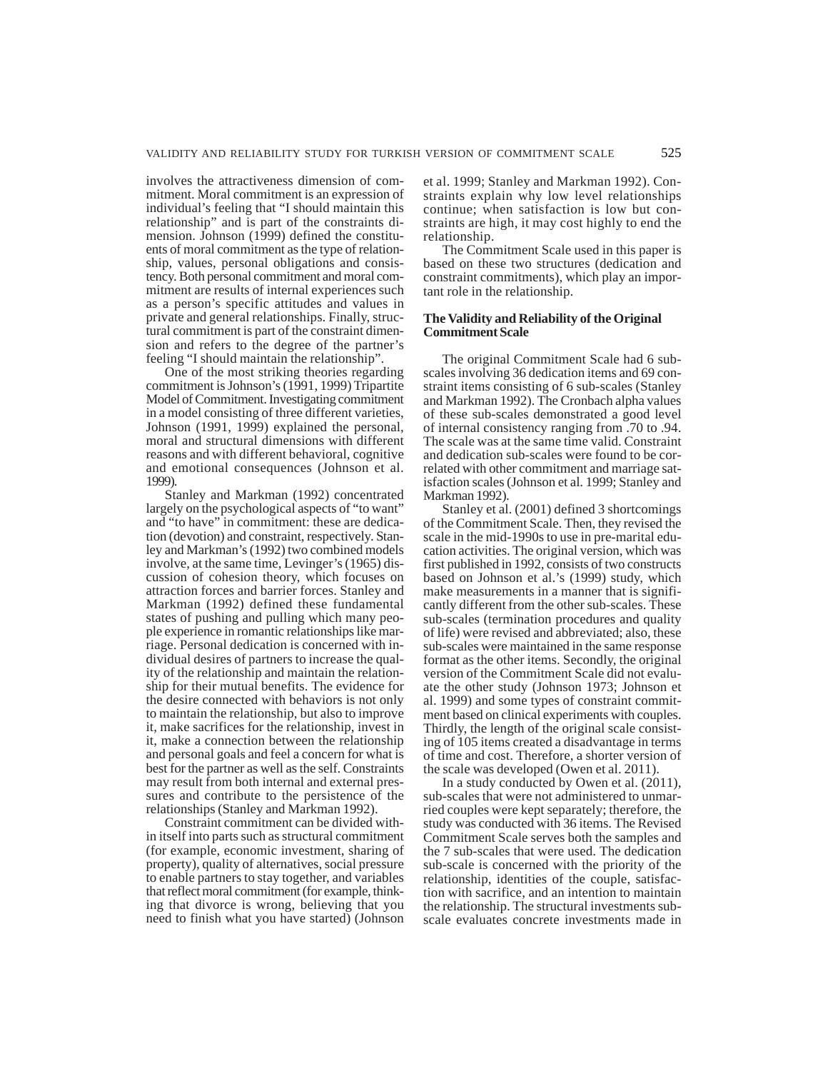involves the attractiveness dimension of commitment. Moral commitment is an expression of individual's feeling that "I should maintain this relationship" and is part of the constraints dimension. Johnson (1999) defined the constituents of moral commitment as the type of relationship, values, personal obligations and consistency. Both personal commitment and moral commitment are results of internal experiences such as a person's specific attitudes and values in private and general relationships. Finally, structural commitment is part of the constraint dimension and refers to the degree of the partner's feeling "I should maintain the relationship".

One of the most striking theories regarding commitment is Johnson's (1991, 1999) Tripartite Model of Commitment. Investigating commitment in a model consisting of three different varieties, Johnson (1991, 1999) explained the personal, moral and structural dimensions with different reasons and with different behavioral, cognitive and emotional consequences (Johnson et al. 1999).

Stanley and Markman (1992) concentrated largely on the psychological aspects of "to want" and "to have" in commitment: these are dedication (devotion) and constraint, respectively. Stanley and Markman's (1992) two combined models involve, at the same time, Levinger's (1965) discussion of cohesion theory, which focuses on attraction forces and barrier forces. Stanley and Markman (1992) defined these fundamental states of pushing and pulling which many people experience in romantic relationships like marriage. Personal dedication is concerned with individual desires of partners to increase the quality of the relationship and maintain the relationship for their mutual benefits. The evidence for the desire connected with behaviors is not only to maintain the relationship, but also to improve it, make sacrifices for the relationship, invest in it, make a connection between the relationship and personal goals and feel a concern for what is best for the partner as well as the self. Constraints may result from both internal and external pressures and contribute to the persistence of the relationships (Stanley and Markman 1992).

Constraint commitment can be divided within itself into parts such as structural commitment (for example, economic investment, sharing of property), quality of alternatives, social pressure to enable partners to stay together, and variables that reflect moral commitment (for example, thinking that divorce is wrong, believing that you need to finish what you have started) (Johnson et al. 1999; Stanley and Markman 1992). Constraints explain why low level relationships continue; when satisfaction is low but constraints are high, it may cost highly to end the relationship.

The Commitment Scale used in this paper is based on these two structures (dedication and constraint commitments), which play an important role in the relationship.

**The Validity and Reliability of the Original Commitment Scale**

The original Commitment Scale had 6 sub-scales involving 36 dedication items and 69 constraint items consisting of 6 sub-scales (Stanley and Markman 1992). The Cronbach alpha values of these sub-scales demonstrated a good level of internal consistency ranging from .70 to .94. The scale was at the same time valid. Constraint and dedication sub-scales were found to be correlated with other commitment and marriage satisfaction scales (Johnson et al. 1999; Stanley and Markman 1992).

Stanley et al. (2001) defined 3 shortcomings of the Commitment Scale. Then, they revised the scale in the mid-1990s to use in pre-marital education activities. The original version, which was first published in 1992, consists of two constructs based on Johnson et al.'s (1999) study, which make measurements in a manner that is significantly different from the other sub-scales. These sub-scales (termination procedures and quality of life) were revised and abbreviated; also, these sub-scales were maintained in the same response format as the other items. Secondly, the original version of the Commitment Scale did not evaluate the other study (Johnson 1973; Johnson et al. 1999) and some types of constraint commitment based on clinical experiments with couples. Thirdly, the length of the original scale consisting of 105 items created a disadvantage in terms of time and cost. Therefore, a shorter version of the scale was developed (Owen et al. 2011).

In a study conducted by Owen et al. (2011), sub-scales that were not administered to unmarried couples were kept separately; therefore, the study was conducted with 36 items. The Revised Commitment Scale serves both the samples and the 7 sub-scales that were used. The dedication sub-scale is concerned with the priority of the relationship, identities of the couple, satisfaction with sacrifice, and an intention to maintain the relationship. The structural investments sub-scale evaluates concrete investments made in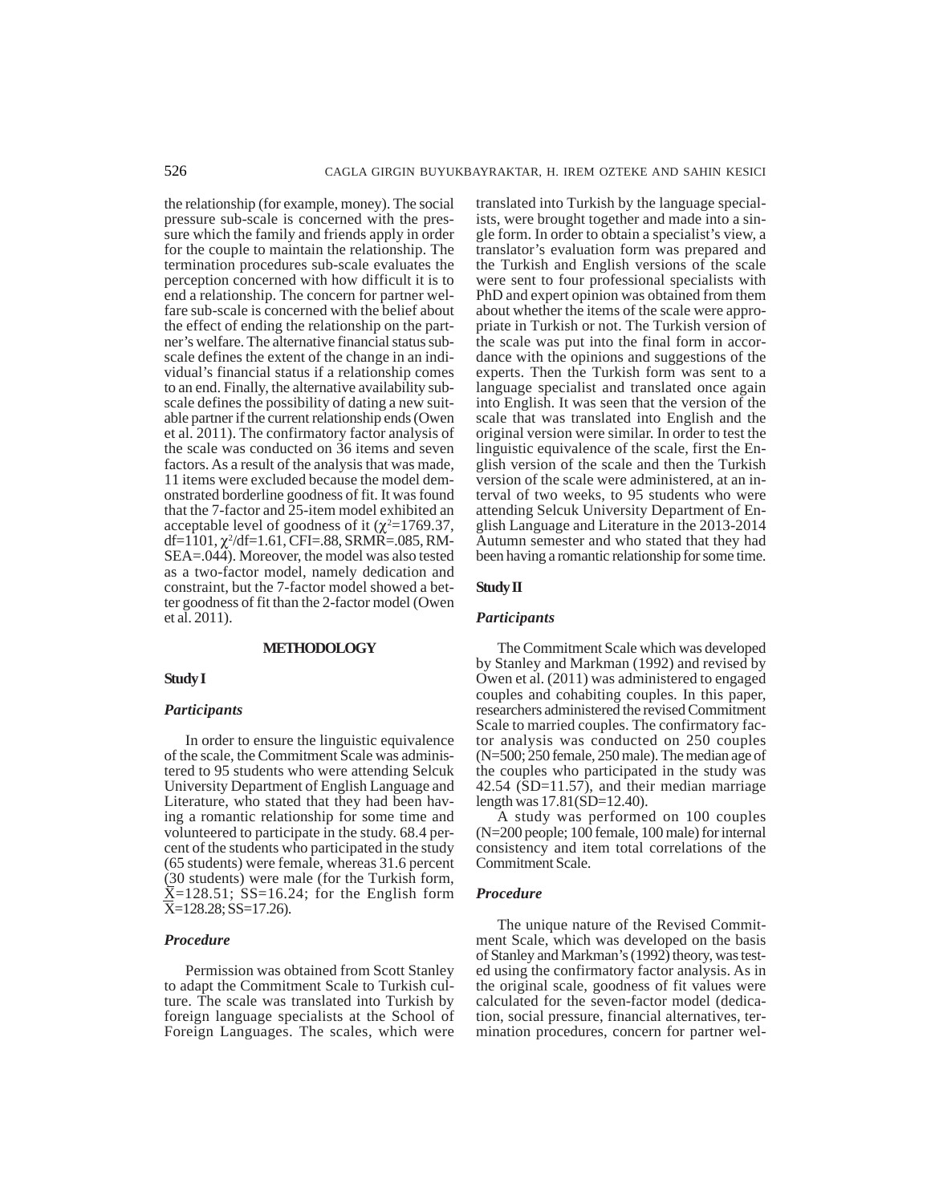the relationship (for example, money). The social pressure sub-scale is concerned with the pressure which the family and friends apply in order for the couple to maintain the relationship. The termination procedures sub-scale evaluates the perception concerned with how difficult it is to end a relationship. The concern for partner welfare sub-scale is concerned with the belief about the effect of ending the relationship on the partner's welfare. The alternative financial status subscale defines the extent of the change in an individual's financial status if a relationship comes to an end. Finally, the alternative availability subscale defines the possibility of dating a new suitable partner if the current relationship ends (Owen et al. 2011). The confirmatory factor analysis of the scale was conducted on 36 items and seven factors. As a result of the analysis that was made, 11 items were excluded because the model demonstrated borderline goodness of fit. It was found that the 7-factor and 25-item model exhibited an acceptable level of goodness of it ($\chi^2$=1769.37, df=1101, $\chi^2$/df=1.61, CFI=.88, SRMR=.085, RMSEA=.044). Moreover, the model was also tested as a two-factor model, namely dedication and constraint, but the 7-factor model showed a better goodness of fit than the 2-factor model (Owen et al. 2011).

## METHODOLOGY

### Study I

#### *Participants*

In order to ensure the linguistic equivalence of the scale, the Commitment Scale was administered to 95 students who were attending Selcuk University Department of English Language and Literature, who stated that they had been having a romantic relationship for some time and volunteered to participate in the study. 68.4 percent of the students who participated in the study (65 students) were female, whereas 31.6 percent (30 students) were male (for the Turkish form, $\bar{X}$=128.51; SS=16.24; for the English form $\bar{X}$=128.28; SS=17.26).

#### *Procedure*

Permission was obtained from Scott Stanley to adapt the Commitment Scale to Turkish culture. The scale was translated into Turkish by foreign language specialists at the School of Foreign Languages. The scales, which were translated into Turkish by the language specialists, were brought together and made into a single form. In order to obtain a specialist's view, a translator's evaluation form was prepared and the Turkish and English versions of the scale were sent to four professional specialists with PhD and expert opinion was obtained from them about whether the items of the scale were appropriate in Turkish or not. The Turkish version of the scale was put into the final form in accordance with the opinions and suggestions of the experts. Then the Turkish form was sent to a language specialist and translated once again into English. It was seen that the version of the scale that was translated into English and the original version were similar. In order to test the linguistic equivalence of the scale, first the English version of the scale and then the Turkish version of the scale were administered, at an interval of two weeks, to 95 students who were attending Selcuk University Department of English Language and Literature in the 2013-2014 Autumn semester and who stated that they had been having a romantic relationship for some time.

### Study II

#### *Participants*

The Commitment Scale which was developed by Stanley and Markman (1992) and revised by Owen et al. (2011) was administered to engaged couples and cohabiting couples. In this paper, researchers administered the revised Commitment Scale to married couples. The confirmatory factor analysis was conducted on 250 couples (N=500; 250 female, 250 male). The median age of the couples who participated in the study was 42.54 (SD=11.57), and their median marriage length was 17.81(SD=12.40).

A study was performed on 100 couples (N=200 people; 100 female, 100 male) for internal consistency and item total correlations of the Commitment Scale.

#### *Procedure*

The unique nature of the Revised Commitment Scale, which was developed on the basis of Stanley and Markman's (1992) theory, was tested using the confirmatory factor analysis. As in the original scale, goodness of fit values were calculated for the seven-factor model (dedication, social pressure, financial alternatives, termination procedures, concern for partner wel-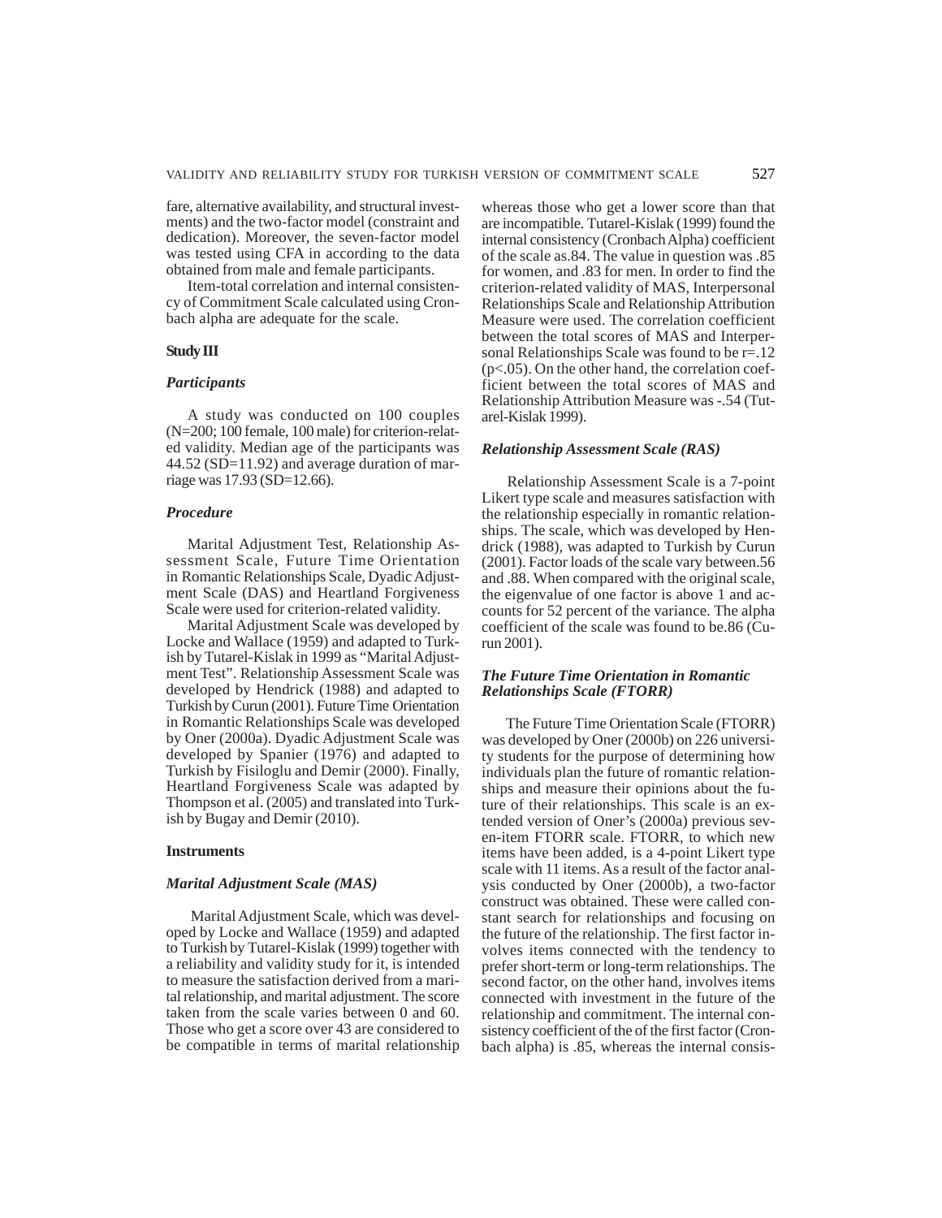fare, alternative availability, and structural investments) and the two-factor model (constraint and dedication). Moreover, the seven-factor model was tested using CFA in according to the data obtained from male and female participants.

Item-total correlation and internal consistency of Commitment Scale calculated using Cronbach alpha are adequate for the scale.

**Study III**

### *Participants*

A study was conducted on 100 couples (N=200; 100 female, 100 male) for criterion-related validity. Median age of the participants was 44.52 (SD=11.92) and average duration of marriage was 17.93 (SD=12.66).

### *Procedure*

Marital Adjustment Test, Relationship Assessment Scale, Future Time Orientation in Romantic Relationships Scale, Dyadic Adjustment Scale (DAS) and Heartland Forgiveness Scale were used for criterion-related validity.

Marital Adjustment Scale was developed by Locke and Wallace (1959) and adapted to Turkish by Tutarel-Kislak in 1999 as "Marital Adjustment Test". Relationship Assessment Scale was developed by Hendrick (1988) and adapted to Turkish by Curun (2001). Future Time Orientation in Romantic Relationships Scale was developed by Oner (2000a). Dyadic Adjustment Scale was developed by Spanier (1976) and adapted to Turkish by Fisiloglu and Demir (2000). Finally, Heartland Forgiveness Scale was adapted by Thompson et al. (2005) and translated into Turkish by Bugay and Demir (2010).

**Instruments**

### *Marital Adjustment Scale (MAS)*

Marital Adjustment Scale, which was developed by Locke and Wallace (1959) and adapted to Turkish by Tutarel-Kislak (1999) together with a reliability and validity study for it, is intended to measure the satisfaction derived from a marital relationship, and marital adjustment. The score taken from the scale varies between 0 and 60. Those who get a score over 43 are considered to be compatible in terms of marital relationship whereas those who get a lower score than that are incompatible. Tutarel-Kislak (1999) found the internal consistency (Cronbach Alpha) coefficient of the scale as.84. The value in question was .85 for women, and .83 for men. In order to find the criterion-related validity of MAS, Interpersonal Relationships Scale and Relationship Attribution Measure were used. The correlation coefficient between the total scores of MAS and Interpersonal Relationships Scale was found to be r=.12 ($p<.05$). On the other hand, the correlation coefficient between the total scores of MAS and Relationship Attribution Measure was -.54 (Tutarel-Kislak 1999).

### *Relationship Assessment Scale (RAS)*

Relationship Assessment Scale is a 7-point Likert type scale and measures satisfaction with the relationship especially in romantic relationships. The scale, which was developed by Hendrick (1988), was adapted to Turkish by Curun (2001). Factor loads of the scale vary between.56 and .88. When compared with the original scale, the eigenvalue of one factor is above 1 and accounts for 52 percent of the variance. The alpha coefficient of the scale was found to be.86 (Curun 2001).

### *The Future Time Orientation in Romantic Relationships Scale (FTORR)*

The Future Time Orientation Scale (FTORR) was developed by Oner (2000b) on 226 university students for the purpose of determining how individuals plan the future of romantic relationships and measure their opinions about the future of their relationships. This scale is an extended version of Oner's (2000a) previous seven-item FTORR scale. FTORR, to which new items have been added, is a 4-point Likert type scale with 11 items. As a result of the factor analysis conducted by Oner (2000b), a two-factor construct was obtained. These were called constant search for relationships and focusing on the future of the relationship. The first factor involves items connected with the tendency to prefer short-term or long-term relationships. The second factor, on the other hand, involves items connected with investment in the future of the relationship and commitment. The internal consistency coefficient of the of the first factor (Cronbach alpha) is .85, whereas the internal consis-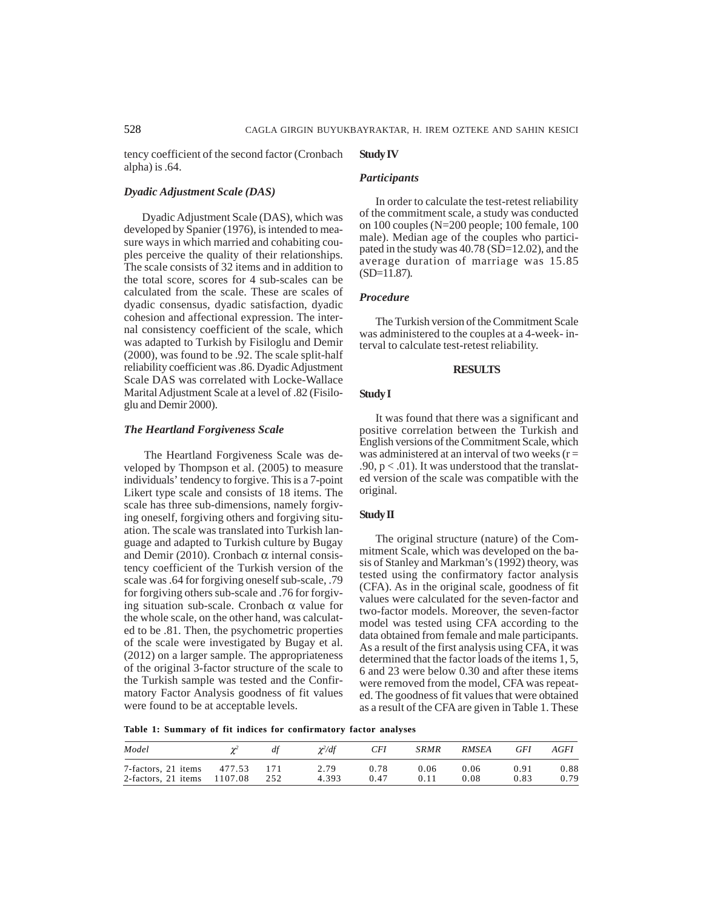tency coefficient of the second factor (Cronbach alpha) is .64.

### *Dyadic Adjustment Scale (DAS)*

Dyadic Adjustment Scale (DAS), which was developed by Spanier (1976), is intended to measure ways in which married and cohabiting couples perceive the quality of their relationships. The scale consists of 32 items and in addition to the total score, scores for 4 sub-scales can be calculated from the scale. These are scales of dyadic consensus, dyadic satisfaction, dyadic cohesion and affectional expression. The internal consistency coefficient of the scale, which was adapted to Turkish by Fisiloglu and Demir (2000), was found to be .92. The scale split-half reliability coefficient was .86. Dyadic Adjustment Scale DAS was correlated with Locke-Wallace Marital Adjustment Scale at a level of .82 (Fisiloglu and Demir 2000).

### *The Heartland Forgiveness Scale*

The Heartland Forgiveness Scale was developed by Thompson et al. (2005) to measure individuals' tendency to forgive. This is a 7-point Likert type scale and consists of 18 items. The scale has three sub-dimensions, namely forgiving oneself, forgiving others and forgiving situation. The scale was translated into Turkish language and adapted to Turkish culture by Bugay and Demir (2010). Cronbach $\alpha$ internal consistency coefficient of the Turkish version of the scale was .64 for forgiving oneself sub-scale, .79 for forgiving others sub-scale and .76 for forgiving situation sub-scale. Cronbach $\alpha$ value for the whole scale, on the other hand, was calculated to be .81. Then, the psychometric properties of the scale were investigated by Bugay et al. (2012) on a larger sample. The appropriateness of the original 3-factor structure of the scale to the Turkish sample was tested and the Confirmatory Factor Analysis goodness of fit values were found to be at acceptable levels.

### Study IV

### *Participants*

In order to calculate the test-retest reliability of the commitment scale, a study was conducted on 100 couples (N=200 people; 100 female, 100 male). Median age of the couples who participated in the study was 40.78 (SD=12.02), and the average duration of marriage was 15.85 (SD=11.87).

### *Procedure*

The Turkish version of the Commitment Scale was administered to the couples at a 4-week- interval to calculate test-retest reliability.

## RESULTS

### Study I

It was found that there was a significant and positive correlation between the Turkish and English versions of the Commitment Scale, which was administered at an interval of two weeks ($r = .90$, $p < .01$). It was understood that the translated version of the scale was compatible with the original.

### Study II

The original structure (nature) of the Commitment Scale, which was developed on the basis of Stanley and Markman's (1992) theory, was tested using the confirmatory factor analysis (CFA). As in the original scale, goodness of fit values were calculated for the seven-factor and two-factor models. Moreover, the seven-factor model was tested using CFA according to the data obtained from female and male participants. As a result of the first analysis using CFA, it was determined that the factor loads of the items 1, 5, 6 and 23 were below 0.30 and after these items were removed from the model, CFA was repeated. The goodness of fit values that were obtained as a result of the CFA are given in Table 1. These

**Table 1: Summary of fit indices for confirmatory factor analyses**

| *Model* | $\chi^2$ | *df* | $\chi^2/df$ | *CFI* | *SRMR* | *RMSEA* | *GFI* | *AGFI* |
|---|---|---|---|---|---|---|---|---|
| 7-factors, 21 items | 477.53 | 171 | 2.79 | 0.78 | 0.06 | 0.06 | 0.91 | 0.88 |
| 2-factors, 21 items | 1107.08 | 252 | 4.393 | 0.47 | 0.11 | 0.08 | 0.83 | 0.79 |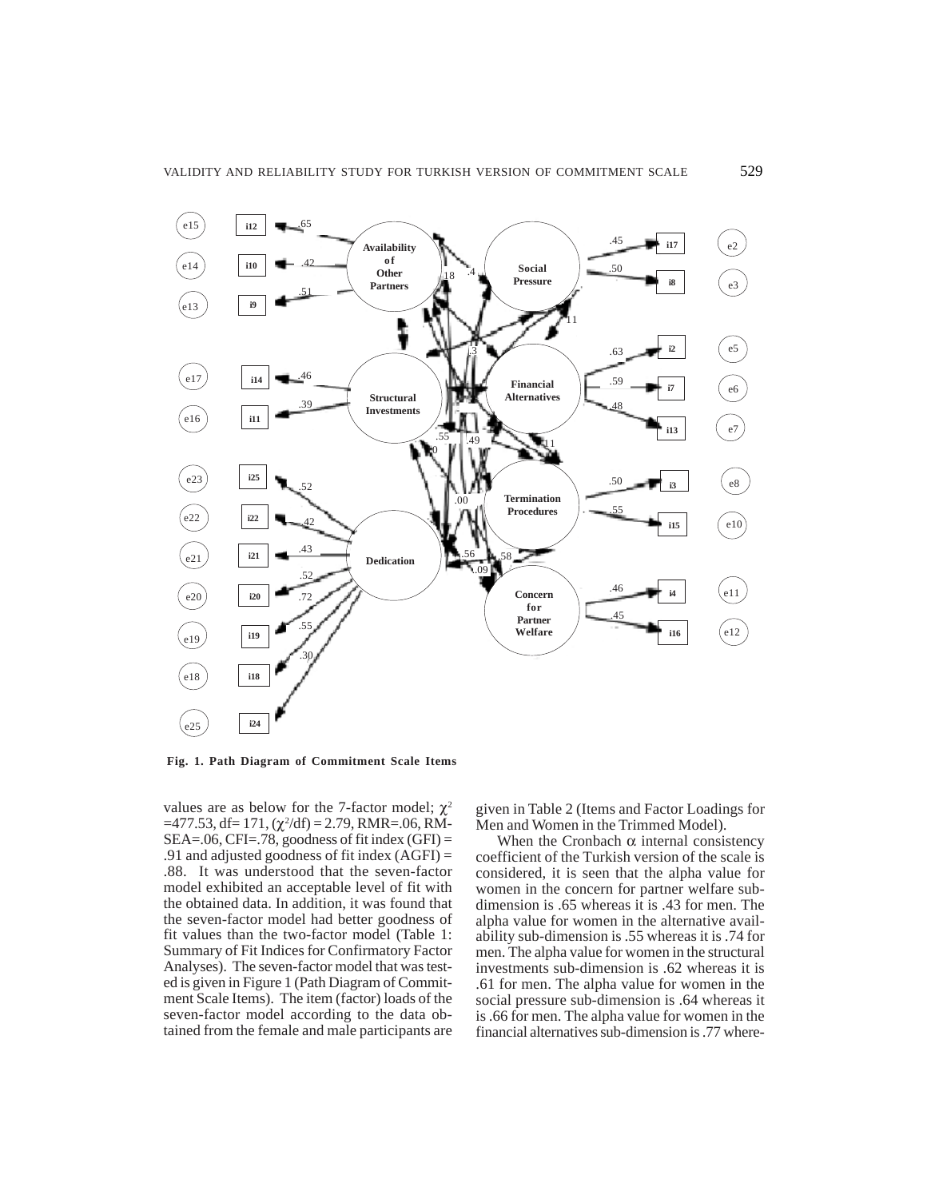**Fig. 1. Path Diagram of Commitment Scale Items**

values are as below for the 7-factor model; $\chi^2$ =477.53, df= 171, ($\chi^2$/df) = 2.79, RMR=.06, RMSEA=.06, CFI=.78, goodness of fit index (GFI) = .91 and adjusted goodness of fit index (AGFI) = .88. It was understood that the seven-factor model exhibited an acceptable level of fit with the obtained data. In addition, it was found that the seven-factor model had better goodness of fit values than the two-factor model (Table 1: Summary of Fit Indices for Confirmatory Factor Analyses). The seven-factor model that was tested is given in Figure 1 (Path Diagram of Commitment Scale Items). The item (factor) loads of the seven-factor model according to the data obtained from the female and male participants are given in Table 2 (Items and Factor Loadings for Men and Women in the Trimmed Model).

When the Cronbach $\alpha$ internal consistency coefficient of the Turkish version of the scale is considered, it is seen that the alpha value for women in the concern for partner welfare subdimension is .65 whereas it is .43 for men. The alpha value for women in the alternative availability sub-dimension is .55 whereas it is .74 for men. The alpha value for women in the structural investments sub-dimension is .62 whereas it is .61 for men. The alpha value for women in the social pressure sub-dimension is .64 whereas it is .66 for men. The alpha value for women in the financial alternatives sub-dimension is .77 where-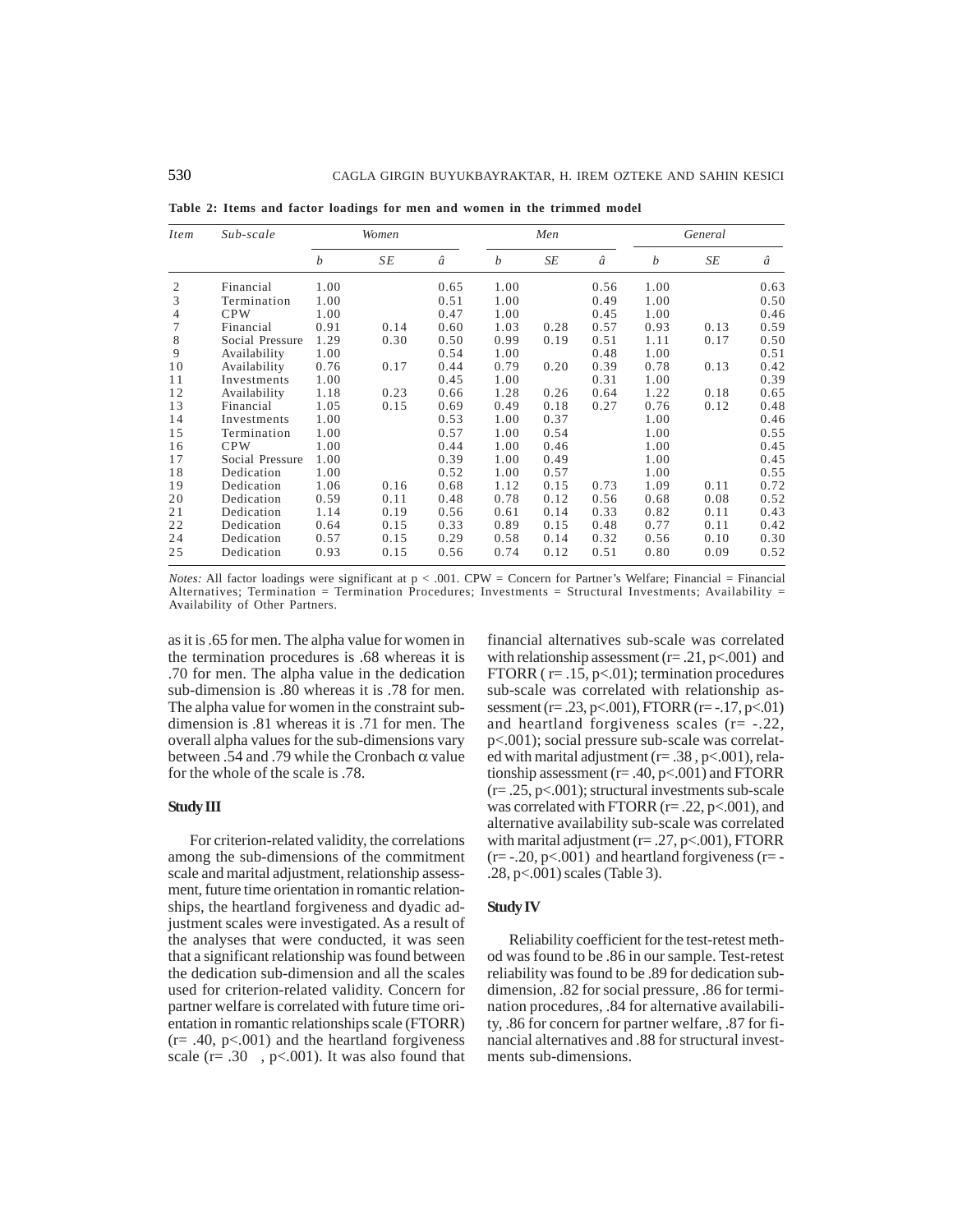**Table 2: Items and factor loadings for men and women in the trimmed model**

| *Item* | *Sub-scale* | *Women* | | | *Men* | | | *General* | | |
|---|---|---|---|---|---|---|---|---|---|---|
| | | *b* | *SE* | *â* | *b* | *SE* | *â* | *b* | *SE* | *â* |
| 2 | Financial | 1.00 | | 0.65 | 1.00 | | 0.56 | 1.00 | | 0.63 |
| 3 | Termination | 1.00 | | 0.51 | 1.00 | | 0.49 | 1.00 | | 0.50 |
| 4 | CPW | 1.00 | | 0.47 | 1.00 | | 0.45 | 1.00 | | 0.46 |
| 7 | Financial | 0.91 | 0.14 | 0.60 | 1.03 | 0.28 | 0.57 | 0.93 | 0.13 | 0.59 |
| 8 | Social Pressure | 1.29 | 0.30 | 0.50 | 0.99 | 0.19 | 0.51 | 1.11 | 0.17 | 0.50 |
| 9 | Availability | 1.00 | | 0.54 | 1.00 | | 0.48 | 1.00 | | 0.51 |
| 10 | Availability | 0.76 | 0.17 | 0.44 | 0.79 | 0.20 | 0.39 | 0.78 | 0.13 | 0.42 |
| 11 | Investments | 1.00 | | 0.45 | 1.00 | | 0.31 | 1.00 | | 0.39 |
| 12 | Availability | 1.18 | 0.23 | 0.66 | 1.28 | 0.26 | 0.64 | 1.22 | 0.18 | 0.65 |
| 13 | Financial | 1.05 | 0.15 | 0.69 | 0.49 | 0.18 | 0.27 | 0.76 | 0.12 | 0.48 |
| 14 | Investments | 1.00 | | 0.53 | 1.00 | 0.37 | | 1.00 | | 0.46 |
| 15 | Termination | 1.00 | | 0.57 | 1.00 | 0.54 | | 1.00 | | 0.55 |
| 16 | CPW | 1.00 | | 0.44 | 1.00 | 0.46 | | 1.00 | | 0.45 |
| 17 | Social Pressure | 1.00 | | 0.39 | 1.00 | 0.49 | | 1.00 | | 0.45 |
| 18 | Dedication | 1.00 | | 0.52 | 1.00 | 0.57 | | 1.00 | | 0.55 |
| 19 | Dedication | 1.06 | 0.16 | 0.68 | 1.12 | 0.15 | 0.73 | 1.09 | 0.11 | 0.72 |
| 20 | Dedication | 0.59 | 0.11 | 0.48 | 0.78 | 0.12 | 0.56 | 0.68 | 0.08 | 0.52 |
| 21 | Dedication | 1.14 | 0.19 | 0.56 | 0.61 | 0.14 | 0.33 | 0.82 | 0.11 | 0.43 |
| 22 | Dedication | 0.64 | 0.15 | 0.33 | 0.89 | 0.15 | 0.48 | 0.77 | 0.11 | 0.42 |
| 24 | Dedication | 0.57 | 0.15 | 0.29 | 0.58 | 0.14 | 0.32 | 0.56 | 0.10 | 0.30 |
| 25 | Dedication | 0.93 | 0.15 | 0.56 | 0.74 | 0.12 | 0.51 | 0.80 | 0.09 | 0.52 |

*Notes:* All factor loadings were significant at $p < .001$. CPW = Concern for Partner's Welfare; Financial = Financial Alternatives; Termination = Termination Procedures; Investments = Structural Investments; Availability = Availability of Other Partners.

as it is .65 for men. The alpha value for women in the termination procedures is .68 whereas it is .70 for men. The alpha value in the dedication sub-dimension is .80 whereas it is .78 for men. The alpha value for women in the constraint sub-dimension is .81 whereas it is .71 for men. The overall alpha values for the sub-dimensions vary between .54 and .79 while the Cronbach $\alpha$ value for the whole of the scale is .78.

### Study III

For criterion-related validity, the correlations among the sub-dimensions of the commitment scale and marital adjustment, relationship assessment, future time orientation in romantic relationships, the heartland forgiveness and dyadic adjustment scales were investigated. As a result of the analyses that were conducted, it was seen that a significant relationship was found between the dedication sub-dimension and all the scales used for criterion-related validity. Concern for partner welfare is correlated with future time orientation in romantic relationships scale (FTORR) ($r= .40$, $p<.001$) and the heartland forgiveness scale ($r= .30$ , $p<.001$). It was also found that financial alternatives sub-scale was correlated with relationship assessment ($r= .21$, $p<.001$) and FTORR ( $r= .15$, $p<.01$); termination procedures sub-scale was correlated with relationship assessment ($r= .23$, $p<.001$), FTORR ($r= -.17$, $p<.01$) and heartland forgiveness scales ($r= -.22$, $p<.001$); social pressure sub-scale was correlated with marital adjustment ($r= .38$ , $p<.001$), relationship assessment ($r= .40$, $p<.001$) and FTORR ($r= .25$, $p<.001$); structural investments sub-scale was correlated with FTORR ($r= .22$, $p<.001$), and alternative availability sub-scale was correlated with marital adjustment ($r= .27$, $p<.001$), FTORR ($r= -.20$, $p<.001$) and heartland forgiveness ($r= -.28$, $p<.001$) scales (Table 3).

### Study IV

Reliability coefficient for the test-retest method was found to be .86 in our sample. Test-retest reliability was found to be .89 for dedication sub-dimension, .82 for social pressure, .86 for termination procedures, .84 for alternative availability, .86 for concern for partner welfare, .87 for financial alternatives and .88 for structural investments sub-dimensions.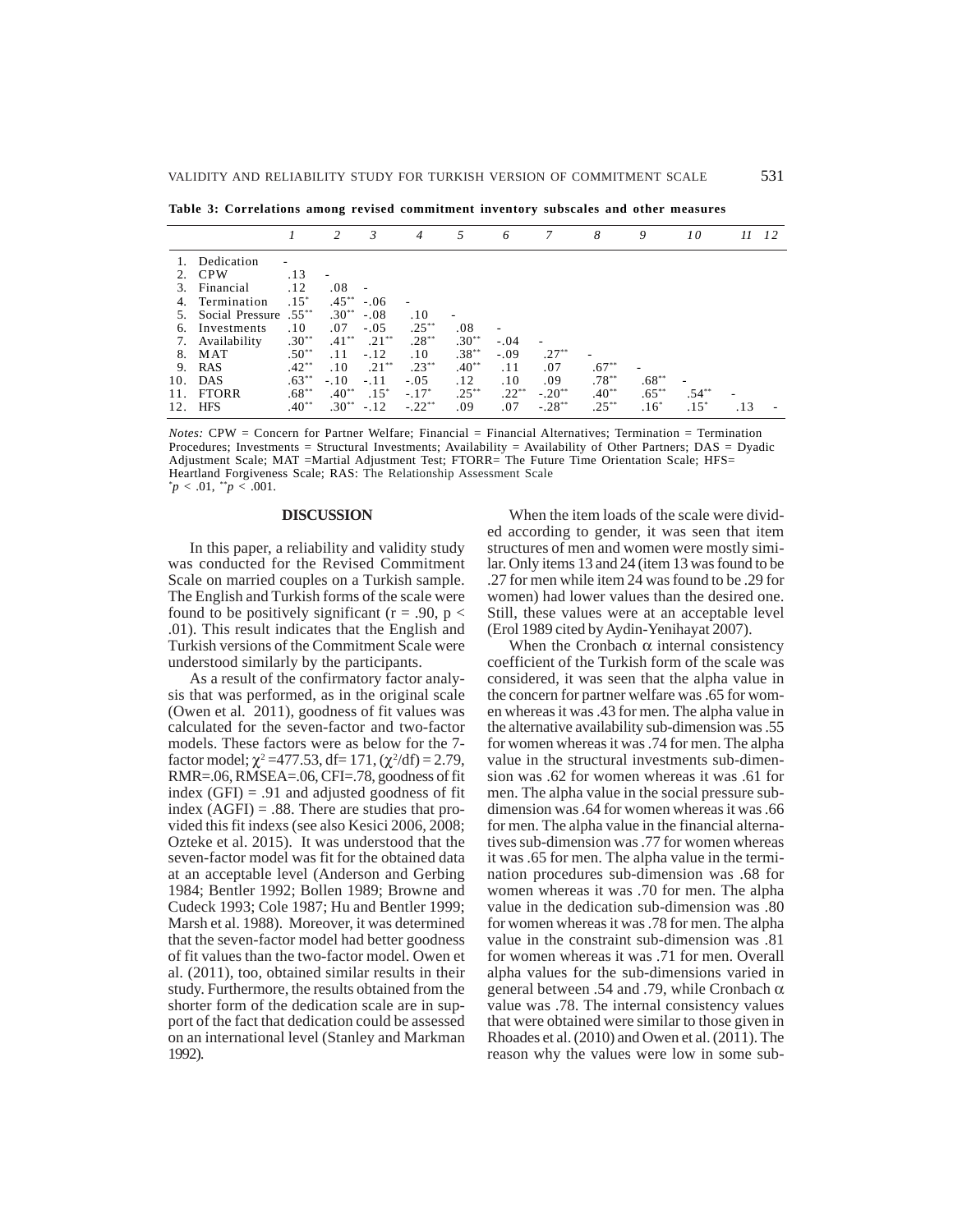**Table 3: Correlations among revised commitment inventory subscales and other measures**

| | 1 | 2 | 3 | 4 | 5 | 6 | 7 | 8 | 9 | 10 | 11 | 12 |
|---|---|---|---|---|---|---|---|---|---|---|---|---|
| 1. Dedication | - | | | | | | | | | | | |
| 2. CPW | .13 | - | | | | | | | | | | |
| 3. Financial | .12 | .08 | - | | | | | | | | | |
| 4. Termination | .15* | .45** | -.06 | - | | | | | | | | |
| 5. Social Pressure | .55** | .30** | -.08 | .10 | - | | | | | | | |
| 6. Investments | .10 | .07 | -.05 | .25** | .08 | - | | | | | | |
| 7. Availability | .30** | .41** | .21** | .28** | .30** | -.04 | - | | | | | |
| 8. MAT | .50** | .11 | -.12 | .10 | .38** | -.09 | .27** | - | | | | |
| 9. RAS | .42** | .10 | .21** | .23** | .40** | .11 | .07 | .67** | - | | | |
| 10. DAS | .63** | -.10 | -.11 | -.05 | .12 | .10 | .09 | .78** | .68** | - | | |
| 11. FTORR | .68** | .40** | .15* | -.17* | .25** | .22** | -.20** | .40** | .65** | .54** | - | |
| 12. HFS | .40** | .30** | -.12 | -.22** | .09 | .07 | -.28** | .25** | .16* | .15* | .13 | - |

*Notes:* CPW = Concern for Partner Welfare; Financial = Financial Alternatives; Termination = Termination Procedures; Investments = Structural Investments; Availability = Availability of Other Partners; DAS = Dyadic Adjustment Scale; MAT =Martial Adjustment Test; FTORR= The Future Time Orientation Scale; HFS= Heartland Forgiveness Scale; RAS: The Relationship Assessment Scale
*$p$ < .01, **$p$ < .001.

## DISCUSSION

In this paper, a reliability and validity study was conducted for the Revised Commitment Scale on married couples on a Turkish sample. The English and Turkish forms of the scale were found to be positively significant ($r = .90$, $p < .01$). This result indicates that the English and Turkish versions of the Commitment Scale were understood similarly by the participants.

As a result of the confirmatory factor analysis that was performed, as in the original scale (Owen et al. 2011), goodness of fit values was calculated for the seven-factor and two-factor models. These factors were as below for the 7-factor model; $\chi^2$ =477.53, df= 171, ($\chi^2$/df) = 2.79, RMR=.06, RMSEA=.06, CFI=.78, goodness of fit index (GFI) = .91 and adjusted goodness of fit index (AGFI) = .88. There are studies that provided this fit indexs (see also Kesici 2006, 2008; Ozteke et al. 2015). It was understood that the seven-factor model was fit for the obtained data at an acceptable level (Anderson and Gerbing 1984; Bentler 1992; Bollen 1989; Browne and Cudeck 1993; Cole 1987; Hu and Bentler 1999; Marsh et al. 1988). Moreover, it was determined that the seven-factor model had better goodness of fit values than the two-factor model. Owen et al. (2011), too, obtained similar results in their study. Furthermore, the results obtained from the shorter form of the dedication scale are in support of the fact that dedication could be assessed on an international level (Stanley and Markman 1992).

When the item loads of the scale were divided according to gender, it was seen that item structures of men and women were mostly similar. Only items 13 and 24 (item 13 was found to be .27 for men while item 24 was found to be .29 for women) had lower values than the desired one. Still, these values were at an acceptable level (Erol 1989 cited by Aydin-Yenihayat 2007).

When the Cronbach $\alpha$ internal consistency coefficient of the Turkish form of the scale was considered, it was seen that the alpha value in the concern for partner welfare was .65 for women whereas it was .43 for men. The alpha value in the alternative availability sub-dimension was .55 for women whereas it was .74 for men. The alpha value in the structural investments sub-dimension was .62 for women whereas it was .61 for men. The alpha value in the social pressure sub-dimension was .64 for women whereas it was .66 for men. The alpha value in the financial alternatives sub-dimension was .77 for women whereas it was .65 for men. The alpha value in the termination procedures sub-dimension was .68 for women whereas it was .70 for men. The alpha value in the dedication sub-dimension was .80 for women whereas it was .78 for men. The alpha value in the constraint sub-dimension was .81 for women whereas it was .71 for men. Overall alpha values for the sub-dimensions varied in general between .54 and .79, while Cronbach $\alpha$ value was .78. The internal consistency values that were obtained were similar to those given in Rhoades et al. (2010) and Owen et al. (2011). The reason why the values were low in some sub-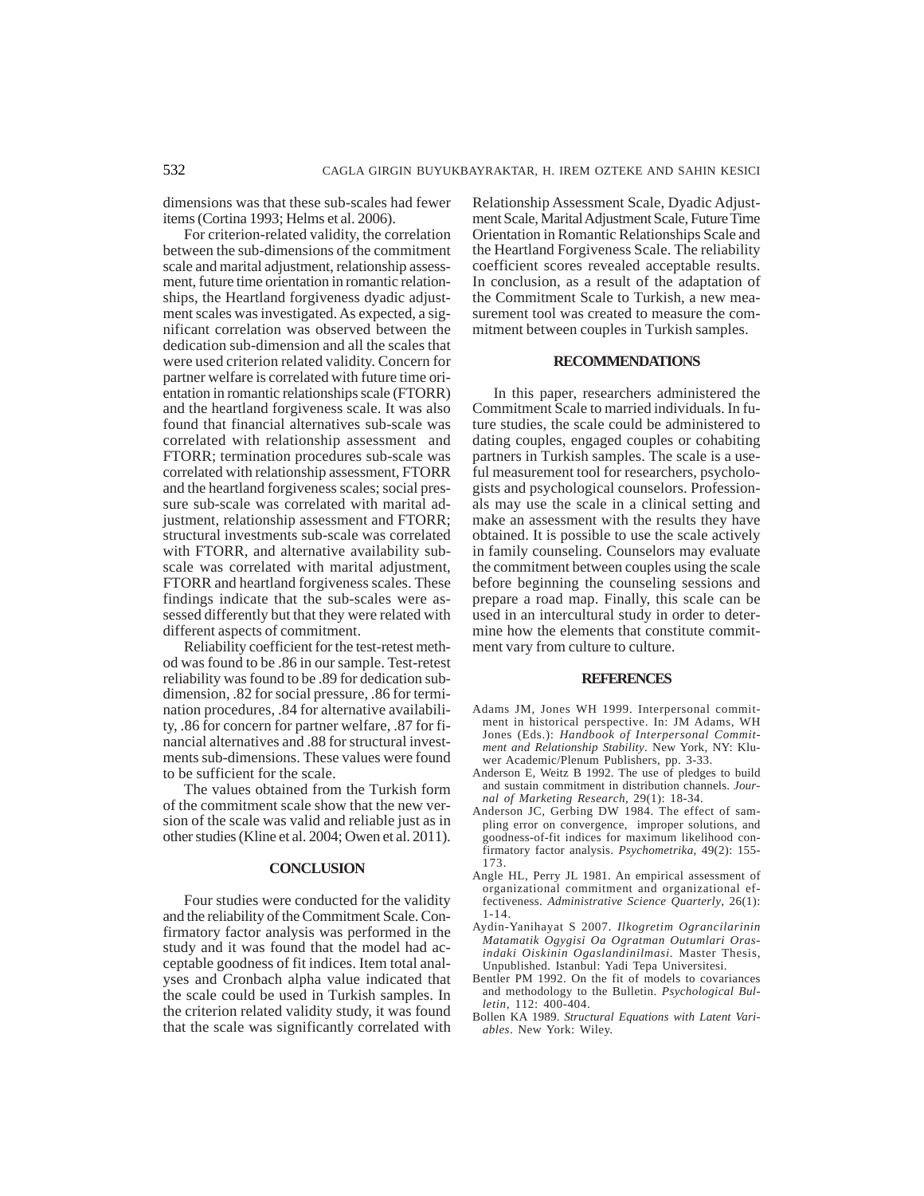dimensions was that these sub-scales had fewer items (Cortina 1993; Helms et al. 2006).

For criterion-related validity, the correlation between the sub-dimensions of the commitment scale and marital adjustment, relationship assessment, future time orientation in romantic relationships, the Heartland forgiveness dyadic adjustment scales was investigated. As expected, a significant correlation was observed between the dedication sub-dimension and all the scales that were used criterion related validity. Concern for partner welfare is correlated with future time orientation in romantic relationships scale (FTORR) and the heartland forgiveness scale. It was also found that financial alternatives sub-scale was correlated with relationship assessment and FTORR; termination procedures sub-scale was correlated with relationship assessment, FTORR and the heartland forgiveness scales; social pressure sub-scale was correlated with marital adjustment, relationship assessment and FTORR; structural investments sub-scale was correlated with FTORR, and alternative availability subscale was correlated with marital adjustment, FTORR and heartland forgiveness scales. These findings indicate that the sub-scales were assessed differently but that they were related with different aspects of commitment.

Reliability coefficient for the test-retest method was found to be .86 in our sample. Test-retest reliability was found to be .89 for dedication subdimension, .82 for social pressure, .86 for termination procedures, .84 for alternative availability, .86 for concern for partner welfare, .87 for financial alternatives and .88 for structural investments sub-dimensions. These values were found to be sufficient for the scale.

The values obtained from the Turkish form of the commitment scale show that the new version of the scale was valid and reliable just as in other studies (Kline et al. 2004; Owen et al. 2011).

## CONCLUSION

Four studies were conducted for the validity and the reliability of the Commitment Scale. Confirmatory factor analysis was performed in the study and it was found that the model had acceptable goodness of fit indices. Item total analyses and Cronbach alpha value indicated that the scale could be used in Turkish samples. In the criterion related validity study, it was found that the scale was significantly correlated with Relationship Assessment Scale, Dyadic Adjustment Scale, Marital Adjustment Scale, Future Time Orientation in Romantic Relationships Scale and the Heartland Forgiveness Scale. The reliability coefficient scores revealed acceptable results. In conclusion, as a result of the adaptation of the Commitment Scale to Turkish, a new measurement tool was created to measure the commitment between couples in Turkish samples.

## RECOMMENDATIONS

In this paper, researchers administered the Commitment Scale to married individuals. In future studies, the scale could be administered to dating couples, engaged couples or cohabiting partners in Turkish samples. The scale is a useful measurement tool for researchers, psychologists and psychological counselors. Professionals may use the scale in a clinical setting and make an assessment with the results they have obtained. It is possible to use the scale actively in family counseling. Counselors may evaluate the commitment between couples using the scale before beginning the counseling sessions and prepare a road map. Finally, this scale can be used in an intercultural study in order to determine how the elements that constitute commitment vary from culture to culture.

## REFERENCES

Adams JM, Jones WH 1999. Interpersonal commitment in historical perspective. In: JM Adams, WH Jones (Eds.): *Handbook of Interpersonal Commitment and Relationship Stability*. New York, NY: Kluwer Academic/Plenum Publishers, pp. 3-33.

Anderson E, Weitz B 1992. The use of pledges to build and sustain commitment in distribution channels. *Journal of Marketing Research*, 29(1): 18-34.

Anderson JC, Gerbing DW 1984. The effect of sampling error on convergence, improper solutions, and goodness-of-fit indices for maximum likelihood confirmatory factor analysis. *Psychometrika*, 49(2): 155-173.

Angle HL, Perry JL 1981. An empirical assessment of organizational commitment and organizational effectiveness. *Administrative Science Quarterly*, 26(1): 1-14.

Aydin-Yanihayat S 2007. *Ilkogretim Ograncilarinin Matamatik Ogygisi Oa Ogratman Outumlari Orasindaki Oiskinin Ogaslandinilmasi*. Master Thesis, Unpublished. Istanbul: Yadi Tepa Universitesi.

Bentler PM 1992. On the fit of models to covariances and methodology to the Bulletin. *Psychological Bulletin*, 112: 400-404.

Bollen KA 1989. *Structural Equations with Latent Variables*. New York: Wiley.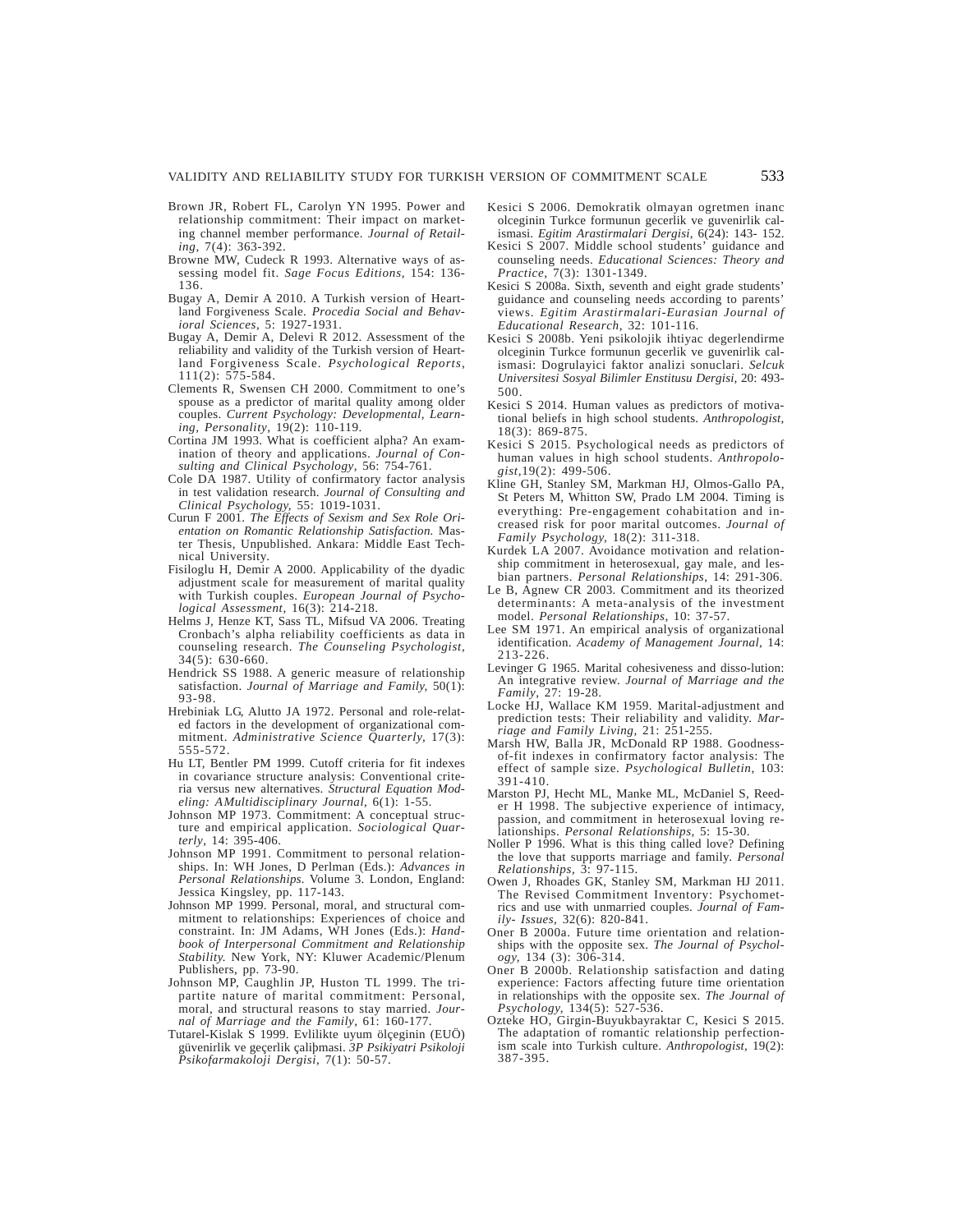Brown JR, Robert FL, Carolyn YN 1995. Power and relationship commitment: Their impact on marketing channel member performance. *Journal of Retailing*, 7(4): 363-392.

Browne MW, Cudeck R 1993. Alternative ways of assessing model fit. *Sage Focus Editions*, 154: 136-136.

Bugay A, Demir A 2010. A Turkish version of Heartland Forgiveness Scale. *Procedia Social and Behavioral Sciences*, 5: 1927-1931.

Bugay A, Demir A, Delevi R 2012. Assessment of the reliability and validity of the Turkish version of Heartland Forgiveness Scale. *Psychological Reports*, 111(2): 575-584.

Clements R, Swensen CH 2000. Commitment to one's spouse as a predictor of marital quality among older couples. *Current Psychology: Developmental, Learning, Personality*, 19(2): 110-119.

Cortina JM 1993. What is coefficient alpha? An examination of theory and applications. *Journal of Consulting and Clinical Psychology*, 56: 754-761.

Cole DA 1987. Utility of confirmatory factor analysis in test validation research. *Journal of Consulting and Clinical Psychology*, 55: 1019-1031.

Curun F 2001. *The Effects of Sexism and Sex Role Orientation on Romantic Relationship Satisfaction.* Master Thesis, Unpublished. Ankara: Middle East Technical University.

Fisiloglu H, Demir A 2000. Applicability of the dyadic adjustment scale for measurement of marital quality with Turkish couples. *European Journal of Psychological Assessment*, 16(3): 214-218.

Helms J, Henze KT, Sass TL, Mifsud VA 2006. Treating Cronbach's alpha reliability coefficients as data in counseling research. *The Counseling Psychologist*, 34(5): 630-660.

Hendrick SS 1988. A generic measure of relationship satisfaction. *Journal of Marriage and Family*, 50(1): 93-98.

Hrebiniak LG, Alutto JA 1972. Personal and role-related factors in the development of organizational commitment. *Administrative Science Quarterly*, 17(3): 555-572.

Hu LT, Bentler PM 1999. Cutoff criteria for fit indexes in covariance structure analysis: Conventional criteria versus new alternatives. *Structural Equation Modeling: AMultidisciplinary Journal*, 6(1): 1-55.

Johnson MP 1973. Commitment: A conceptual structure and empirical application. *Sociological Quarterly*, 14: 395-406.

Johnson MP 1991. Commitment to personal relationships. In: WH Jones, D Perlman (Eds.): *Advances in Personal Relationships.* Volume 3. London, England: Jessica Kingsley, pp. 117-143.

Johnson MP 1999. Personal, moral, and structural commitment to relationships: Experiences of choice and constraint. In: JM Adams, WH Jones (Eds.): *Handbook of Interpersonal Commitment and Relationship Stability.* New York, NY: Kluwer Academic/Plenum Publishers, pp. 73-90.

Johnson MP, Caughlin JP, Huston TL 1999. The tripartite nature of marital commitment: Personal, moral, and structural reasons to stay married. *Journal of Marriage and the Family*, 61: 160-177.

Tutarel-Kislak S 1999. Evlilikte uyum ölçeginin (EUÖ) güvenirlik ve geçerlik çalibmasi. *3P Psikiyatri Psikoloji Psikofarmakoloji Dergisi*, 7(1): 50-57.

Kesici S 2006. Demokratik olmayan ogretmen inanc olceginin Turkce formunun gecerlik ve guvenirlik calismasi. *Egitim Arastirmalari Dergisi*, 6(24): 143- 152.

Kesici S 2007. Middle school students' guidance and counseling needs. *Educational Sciences: Theory and Practice*, 7(3): 1301-1349.

Kesici S 2008a. Sixth, seventh and eight grade students' guidance and counseling needs according to parents' views. *Egitim Arastirmalari-Eurasian Journal of Educational Research*, 32: 101-116.

Kesici S 2008b. Yeni psikolojik ihtiyac degerlendirme olceginin Turkce formunun gecerlik ve guvenirlik calismasi: Dogrulayici faktor analizi sonuclari. *Selcuk Universitesi Sosyal Bilimler Enstitusu Dergisi*, 20: 493-500.

Kesici S 2014. Human values as predictors of motivational beliefs in high school students. *Anthropologist*, 18(3): 869-875.

Kesici S 2015. Psychological needs as predictors of human values in high school students. *Anthropologist*,19(2): 499-506.

Kline GH, Stanley SM, Markman HJ, Olmos-Gallo PA, St Peters M, Whitton SW, Prado LM 2004. Timing is everything: Pre-engagement cohabitation and increased risk for poor marital outcomes. *Journal of Family Psychology*, 18(2): 311-318.

Kurdek LA 2007. Avoidance motivation and relationship commitment in heterosexual, gay male, and lesbian partners. *Personal Relationships*, 14: 291-306.

Le B, Agnew CR 2003. Commitment and its theorized determinants: A meta-analysis of the investment model. *Personal Relationships*, 10: 37-57.

Lee SM 1971. An empirical analysis of organizational identification. *Academy of Management Journal*, 14: 213-226.

Levinger G 1965. Marital cohesiveness and disso-lution: An integrative review. *Journal of Marriage and the Family*, 27: 19-28.

Locke HJ, Wallace KM 1959. Marital-adjustment and prediction tests: Their reliability and validity. *Marriage and Family Living*, 21: 251-255.

Marsh HW, Balla JR, McDonald RP 1988. Goodness-of-fit indexes in confirmatory factor analysis: The effect of sample size. *Psychological Bulletin*, 103: 391-410.

Marston PJ, Hecht ML, Manke ML, McDaniel S, Reeder H 1998. The subjective experience of intimacy, passion, and commitment in heterosexual loving relationships. *Personal Relationships*, 5: 15-30.

Noller P 1996. What is this thing called love? Defining the love that supports marriage and family. *Personal Relationships*, 3: 97-115.

Owen J, Rhoades GK, Stanley SM, Markman HJ 2011. The Revised Commitment Inventory: Psychometrics and use with unmarried couples. *Journal of Family- Issues*, 32(6): 820-841.

Oner B 2000a. Future time orientation and relationships with the opposite sex. *The Journal of Psychology*, 134 (3): 306-314.

Oner B 2000b. Relationship satisfaction and dating experience: Factors affecting future time orientation in relationships with the opposite sex. *The Journal of Psychology*, 134(5): 527-536.

Ozteke HO, Girgin-Buyukbayraktar C, Kesici S 2015. The adaptation of romantic relationship perfectionism scale into Turkish culture. *Anthropologist*, 19(2): 387-395.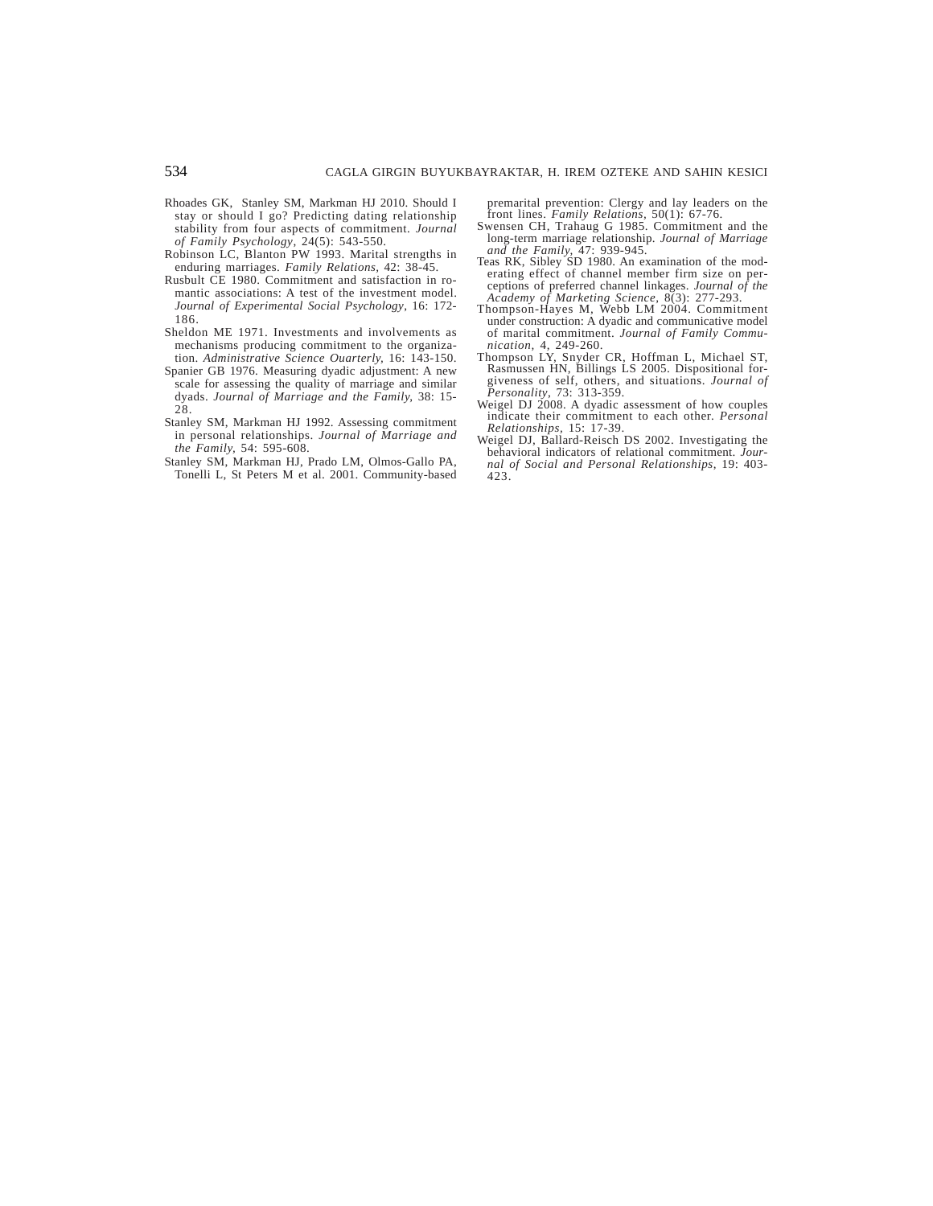Rhoades GK, Stanley SM, Markman HJ 2010. Should I stay or should I go? Predicting dating relationship stability from four aspects of commitment. *Journal of Family Psychology*, 24(5): 543-550.

Robinson LC, Blanton PW 1993. Marital strengths in enduring marriages. *Family Relations*, 42: 38-45.

Rusbult CE 1980. Commitment and satisfaction in romantic associations: A test of the investment model. *Journal of Experimental Social Psychology*, 16: 172-186.

Sheldon ME 1971. Investments and involvements as mechanisms producing commitment to the organization. *Administrative Science Ouarterly*, 16: 143-150.

Spanier GB 1976. Measuring dyadic adjustment: A new scale for assessing the quality of marriage and similar dyads. *Journal of Marriage and the Family,* 38: 15-28.

Stanley SM, Markman HJ 1992. Assessing commitment in personal relationships. *Journal of Marriage and the Family*, 54: 595-608.

Stanley SM, Markman HJ, Prado LM, Olmos-Gallo PA, Tonelli L, St Peters M et al. 2001. Community-based premarital prevention: Clergy and lay leaders on the front lines. *Family Relations*, 50(1): 67-76.

Swensen CH, Trahaug G 1985. Commitment and the long-term marriage relationship. *Journal of Marriage and the Family*, 47: 939-945.

Teas RK, Sibley SD 1980. An examination of the moderating effect of channel member firm size on perceptions of preferred channel linkages. *Journal of the Academy of Marketing Science*, 8(3): 277-293.

Thompson-Hayes M, Webb LM 2004. Commitment under construction: A dyadic and communicative model of marital commitment. *Journal of Family Communication*, 4, 249-260.

Thompson LY, Snyder CR, Hoffman L, Michael ST, Rasmussen HN, Billings LS 2005. Dispositional forgiveness of self, others, and situations. *Journal of Personality*, 73: 313-359.

Weigel DJ 2008. A dyadic assessment of how couples indicate their commitment to each other. *Personal Relationships*, 15: 17-39.

Weigel DJ, Ballard-Reisch DS 2002. Investigating the behavioral indicators of relational commitment. *Journal of Social and Personal Relationships*, 19: 403-423.